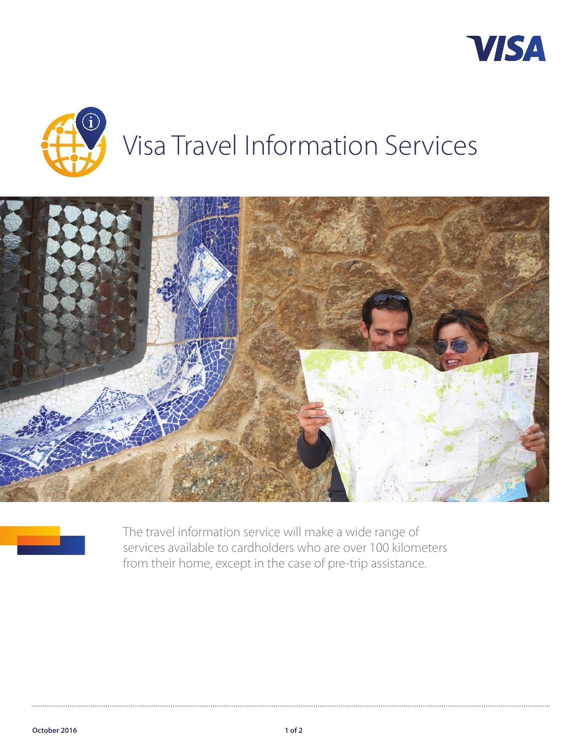# Visa Travel Information Services

The travel information service will make a wide range of services available to cardholders who are over 100 kilometers from their home, except in the case of pre-trip assistance.

October 2016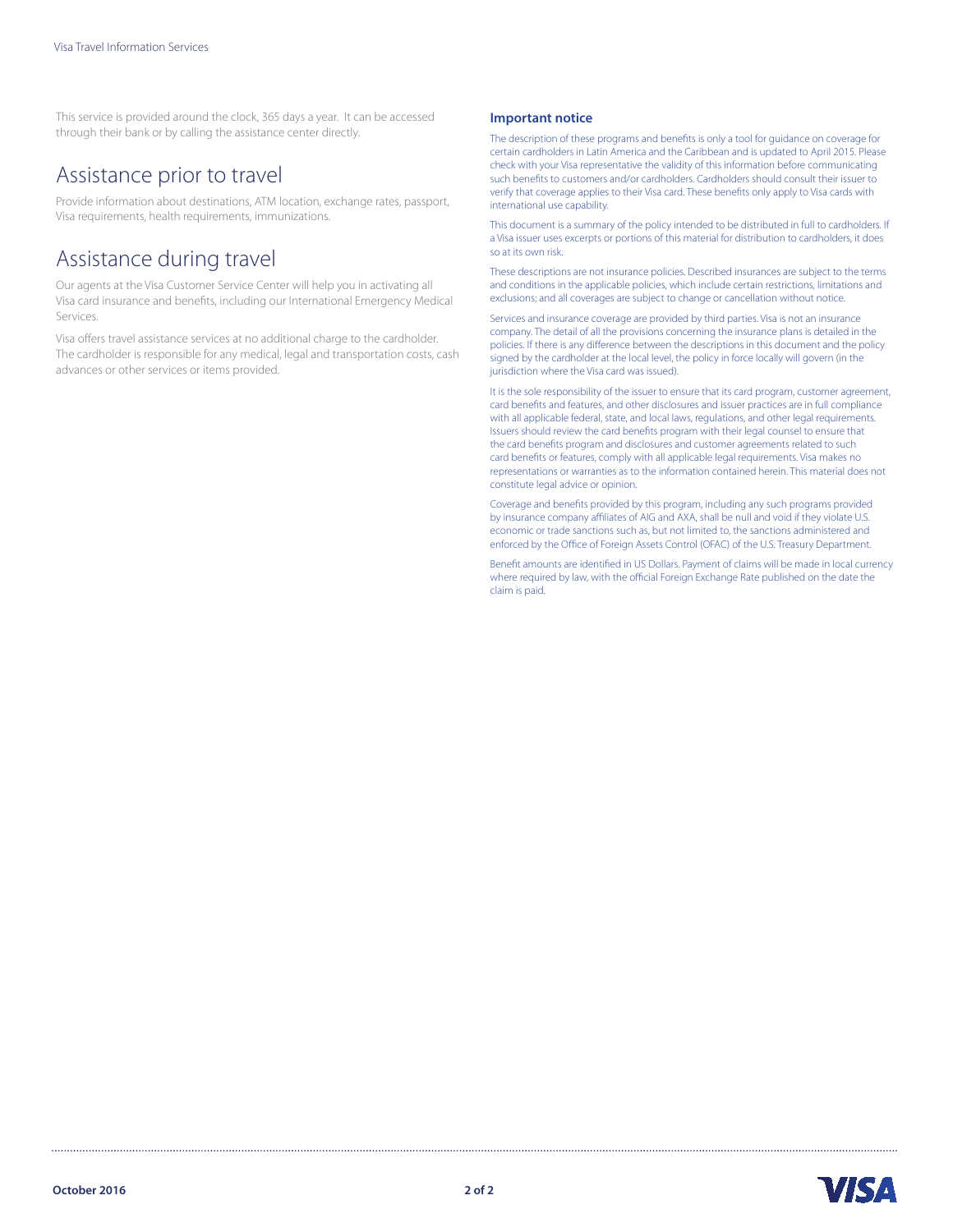This service is provided around the clock, 365 days a year. It can be accessed through their bank or by calling the assistance center directly.

## Assistance prior to travel

Provide information about destinations, ATM location, exchange rates, passport, Visa requirements, health requirements, immunizations.

## Assistance during travel

Our agents at the Visa Customer Service Center will help you in activating all Visa card insurance and benefits, including our International Emergency Medical Services.

Visa offers travel assistance services at no additional charge to the cardholder. The cardholder is responsible for any medical, legal and transportation costs, cash advances or other services or items provided.

### Important notice

The description of these programs and benefits is only a tool for guidance on coverage for certain cardholders in Latin America and the Caribbean and is updated to April 2015. Please check with your Visa representative the validity of this information before communicating such benefits to customers and/or cardholders. Cardholders should consult their issuer to verify that coverage applies to their Visa card. These benefits only apply to Visa cards with international use capability.

This document is a summary of the policy intended to be distributed in full to cardholders. If a Visa issuer uses excerpts or portions of this material for distribution to cardholders, it does so at its own risk.

These descriptions are not insurance policies. Described insurances are subject to the terms and conditions in the applicable policies, which include certain restrictions, limitations and exclusions; and all coverages are subject to change or cancellation without notice.

Services and insurance coverage are provided by third parties. Visa is not an insurance company. The detail of all the provisions concerning the insurance plans is detailed in the policies. If there is any difference between the descriptions in this document and the policy signed by the cardholder at the local level, the policy in force locally will govern (in the jurisdiction where the Visa card was issued).

It is the sole responsibility of the issuer to ensure that its card program, customer agreement, card benefits and features, and other disclosures and issuer practices are in full compliance with all applicable federal, state, and local laws, regulations, and other legal requirements. Issuers should review the card benefits program with their legal counsel to ensure that the card benefits program and disclosures and customer agreements related to such card benefits or features, comply with all applicable legal requirements. Visa makes no representations or warranties as to the information contained herein. This material does not constitute legal advice or opinion.

Coverage and benefits provided by this program, including any such programs provided by insurance company affiliates of AIG and AXA, shall be null and void if they violate U.S. economic or trade sanctions such as, but not limited to, the sanctions administered and enforced by the Office of Foreign Assets Control (OFAC) of the U.S. Treasury Department.

Benefit amounts are identified in US Dollars. Payment of claims will be made in local currency where required by law, with the official Foreign Exchange Rate published on the date the claim is paid.